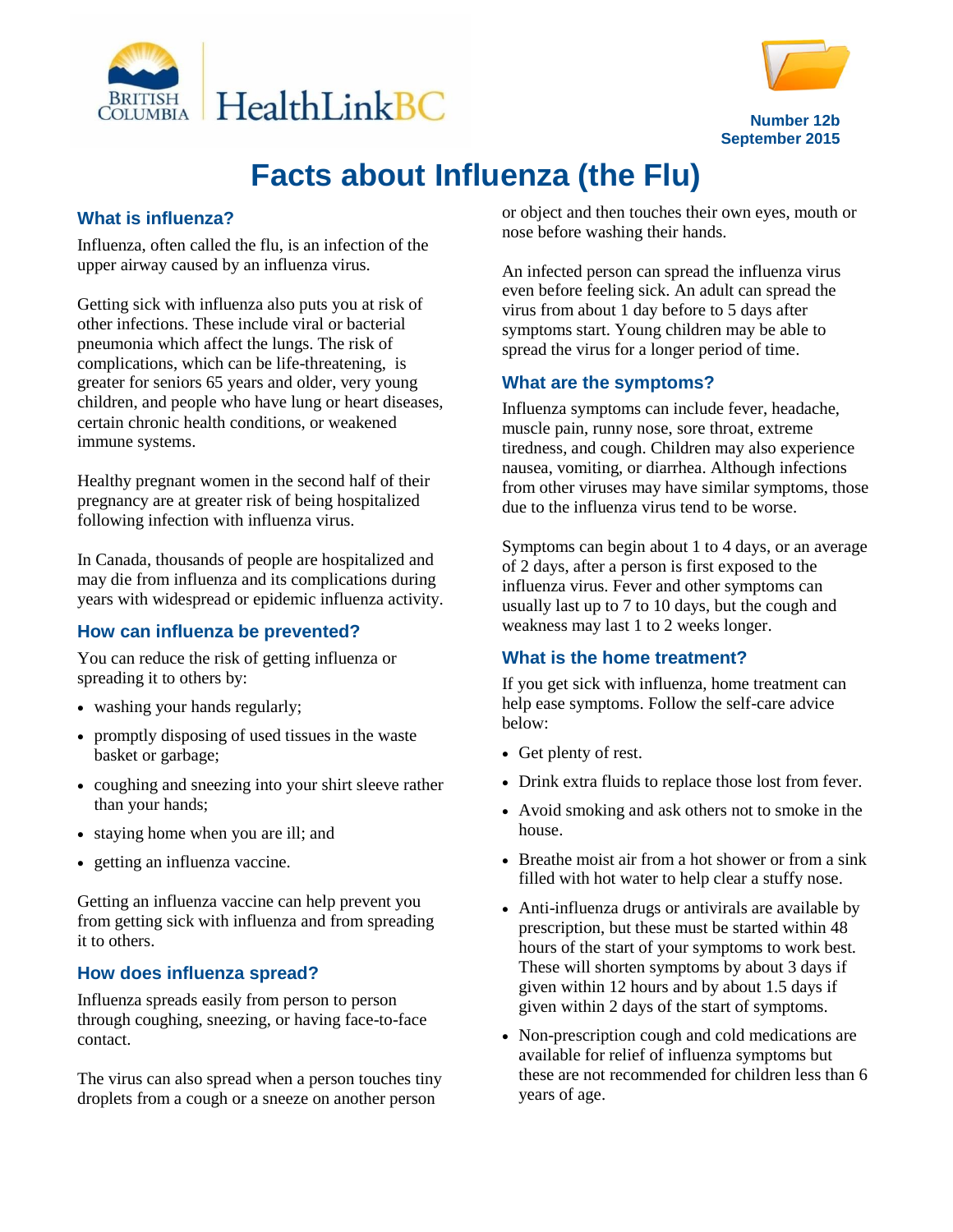HealthLinkBC

Number 12b
September 2015

# Facts about Influenza (the Flu)

## What is influenza?

Influenza, often called the flu, is an infection of the upper airway caused by an influenza virus.

Getting sick with influenza also puts you at risk of other infections. These include viral or bacterial pneumonia which affect the lungs. The risk of complications, which can be life-threatening, is greater for seniors 65 years and older, very young children, and people who have lung or heart diseases, certain chronic health conditions, or weakened immune systems.

Healthy pregnant women in the second half of their pregnancy are at greater risk of being hospitalized following infection with influenza virus.

In Canada, thousands of people are hospitalized and may die from influenza and its complications during years with widespread or epidemic influenza activity.

## How can influenza be prevented?

You can reduce the risk of getting influenza or spreading it to others by:

- washing your hands regularly;
- promptly disposing of used tissues in the waste basket or garbage;
- coughing and sneezing into your shirt sleeve rather than your hands;
- staying home when you are ill; and
- getting an influenza vaccine.

Getting an influenza vaccine can help prevent you from getting sick with influenza and from spreading it to others.

## How does influenza spread?

Influenza spreads easily from person to person through coughing, sneezing, or having face-to-face contact.

The virus can also spread when a person touches tiny droplets from a cough or a sneeze on another person or object and then touches their own eyes, mouth or nose before washing their hands.

An infected person can spread the influenza virus even before feeling sick. An adult can spread the virus from about 1 day before to 5 days after symptoms start. Young children may be able to spread the virus for a longer period of time.

## What are the symptoms?

Influenza symptoms can include fever, headache, muscle pain, runny nose, sore throat, extreme tiredness, and cough. Children may also experience nausea, vomiting, or diarrhea. Although infections from other viruses may have similar symptoms, those due to the influenza virus tend to be worse.

Symptoms can begin about 1 to 4 days, or an average of 2 days, after a person is first exposed to the influenza virus. Fever and other symptoms can usually last up to 7 to 10 days, but the cough and weakness may last 1 to 2 weeks longer.

## What is the home treatment?

If you get sick with influenza, home treatment can help ease symptoms. Follow the self-care advice below:

- Get plenty of rest.
- Drink extra fluids to replace those lost from fever.
- Avoid smoking and ask others not to smoke in the house.
- Breathe moist air from a hot shower or from a sink filled with hot water to help clear a stuffy nose.
- Anti-influenza drugs or antivirals are available by prescription, but these must be started within 48 hours of the start of your symptoms to work best. These will shorten symptoms by about 3 days if given within 12 hours and by about 1.5 days if given within 2 days of the start of symptoms.
- Non-prescription cough and cold medications are available for relief of influenza symptoms but these are not recommended for children less than 6 years of age.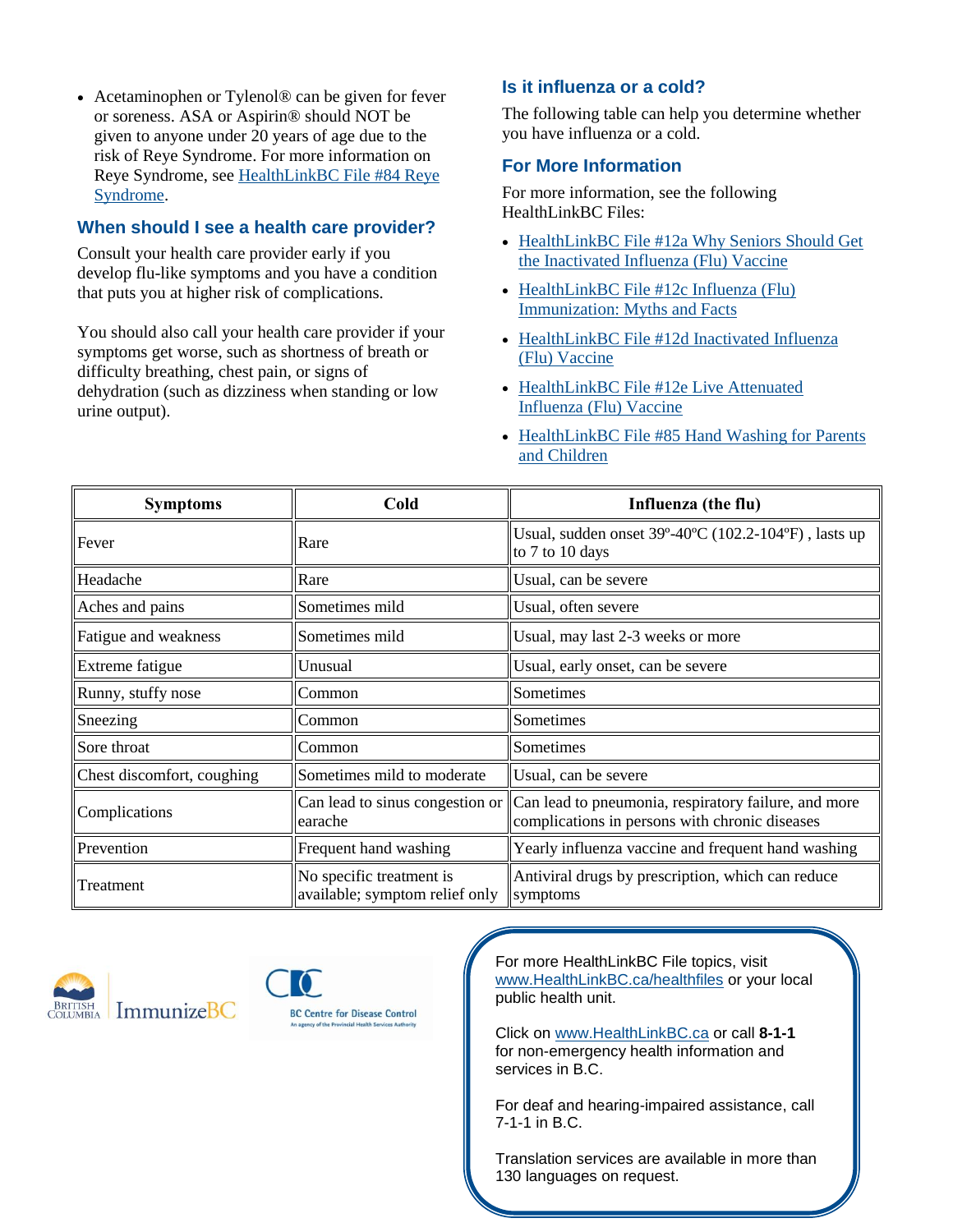- Acetaminophen or Tylenol® can be given for fever or soreness. ASA or Aspirin® should NOT be given to anyone under 20 years of age due to the risk of Reye Syndrome. For more information on Reye Syndrome, see HealthLinkBC File #84 Reye Syndrome.

## When should I see a health care provider?

Consult your health care provider early if you develop flu-like symptoms and you have a condition that puts you at higher risk of complications.

You should also call your health care provider if your symptoms get worse, such as shortness of breath or difficulty breathing, chest pain, or signs of dehydration (such as dizziness when standing or low urine output).

## Is it influenza or a cold?

The following table can help you determine whether you have influenza or a cold.

## For More Information

For more information, see the following HealthLinkBC Files:

- HealthLinkBC File #12a Why Seniors Should Get the Inactivated Influenza (Flu) Vaccine
- HealthLinkBC File #12c Influenza (Flu) Immunization: Myths and Facts
- HealthLinkBC File #12d Inactivated Influenza (Flu) Vaccine
- HealthLinkBC File #12e Live Attenuated Influenza (Flu) Vaccine
- HealthLinkBC File #85 Hand Washing for Parents and Children

| Symptoms | Cold | Influenza (the flu) |
|---|---|---|
| Fever | Rare | Usual, sudden onset 39º-40ºC (102.2-104ºF) , lasts up to 7 to 10 days |
| Headache | Rare | Usual, can be severe |
| Aches and pains | Sometimes mild | Usual, often severe |
| Fatigue and weakness | Sometimes mild | Usual, may last 2-3 weeks or more |
| Extreme fatigue | Unusual | Usual, early onset, can be severe |
| Runny, stuffy nose | Common | Sometimes |
| Sneezing | Common | Sometimes |
| Sore throat | Common | Sometimes |
| Chest discomfort, coughing | Sometimes mild to moderate | Usual, can be severe |
| Complications | Can lead to sinus congestion or earache | Can lead to pneumonia, respiratory failure, and more complications in persons with chronic diseases |
| Prevention | Frequent hand washing | Yearly influenza vaccine and frequent hand washing |
| Treatment | No specific treatment is available; symptom relief only | Antiviral drugs by prescription, which can reduce symptoms |

British Columbia ImmunizeBC

BC Centre for Disease Control
An agency of the Provincial Health Services Authority

For more HealthLinkBC File topics, visit www.HealthLinkBC.ca/healthfiles or your local public health unit.

Click on www.HealthLinkBC.ca or call **8-1-1** for non-emergency health information and services in B.C.

For deaf and hearing-impaired assistance, call 7-1-1 in B.C.

Translation services are available in more than 130 languages on request.